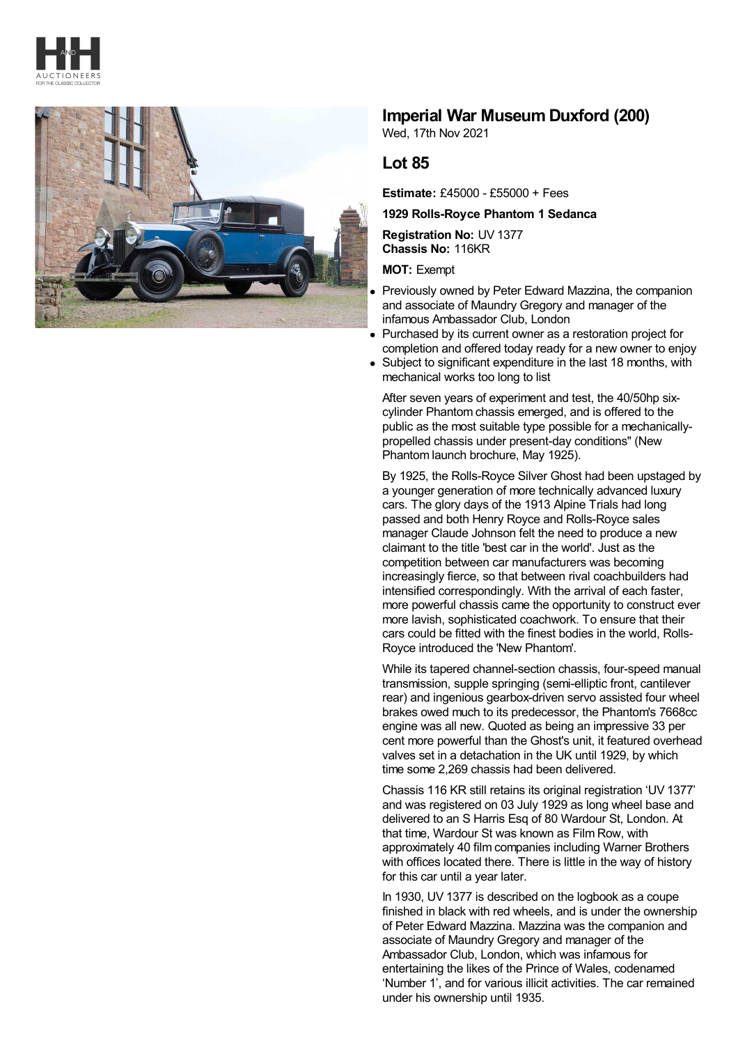# Imperial War Museum Duxford (200)

Wed, 17th Nov 2021

## Lot 85

**Estimate:** £45000 - £55000 + Fees

**1929 Rolls-Royce Phantom 1 Sedanca**

**Registration No:** UV 1377
**Chassis No:** 116KR

**MOT:** Exempt

- Previously owned by Peter Edward Mazzina, the companion and associate of Maundry Gregory and manager of the infamous Ambassador Club, London
- Purchased by its current owner as a restoration project for completion and offered today ready for a new owner to enjoy
- Subject to significant expenditure in the last 18 months, with mechanical works too long to list

After seven years of experiment and test, the 40/50hp six-cylinder Phantom chassis emerged, and is offered to the public as the most suitable type possible for a mechanically-propelled chassis under present-day conditions" (New Phantom launch brochure, May 1925).

By 1925, the Rolls-Royce Silver Ghost had been upstaged by a younger generation of more technically advanced luxury cars. The glory days of the 1913 Alpine Trials had long passed and both Henry Royce and Rolls-Royce sales manager Claude Johnson felt the need to produce a new claimant to the title 'best car in the world'. Just as the competition between car manufacturers was becoming increasingly fierce, so that between rival coachbuilders had intensified correspondingly. With the arrival of each faster, more powerful chassis came the opportunity to construct ever more lavish, sophisticated coachwork. To ensure that their cars could be fitted with the finest bodies in the world, Rolls-Royce introduced the 'New Phantom'.

While its tapered channel-section chassis, four-speed manual transmission, supple springing (semi-elliptic front, cantilever rear) and ingenious gearbox-driven servo assisted four wheel brakes owed much to its predecessor, the Phantom's 7668cc engine was all new. Quoted as being an impressive 33 per cent more powerful than the Ghost's unit, it featured overhead valves set in a detachation in the UK until 1929, by which time some 2,269 chassis had been delivered.

Chassis 116 KR still retains its original registration 'UV 1377' and was registered on 03 July 1929 as long wheel base and delivered to an S Harris Esq of 80 Wardour St, London. At that time, Wardour St was known as Film Row, with approximately 40 film companies including Warner Brothers with offices located there. There is little in the way of history for this car until a year later.

In 1930, UV 1377 is described on the logbook as a coupe finished in black with red wheels, and is under the ownership of Peter Edward Mazzina. Mazzina was the companion and associate of Maundry Gregory and manager of the Ambassador Club, London, which was infamous for entertaining the likes of the Prince of Wales, codenamed 'Number 1', and for various illicit activities. The car remained under his ownership until 1935.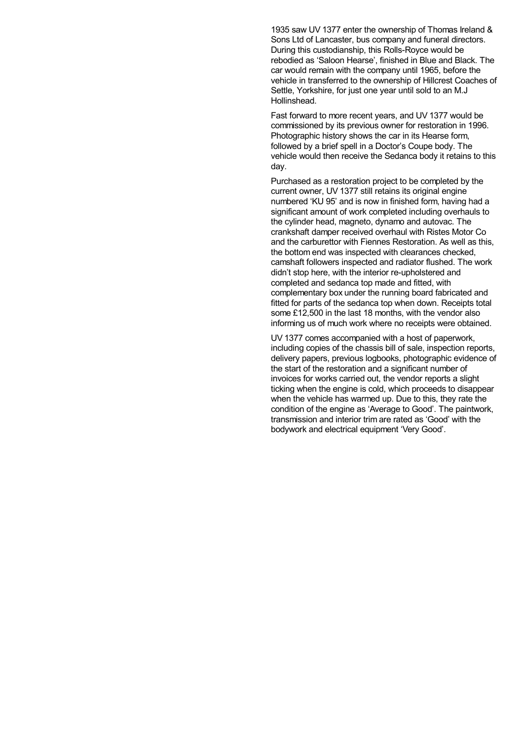1935 saw UV 1377 enter the ownership of Thomas Ireland & Sons Ltd of Lancaster, bus company and funeral directors. During this custodianship, this Rolls-Royce would be rebodied as 'Saloon Hearse', finished in Blue and Black. The car would remain with the company until 1965, before the vehicle in transferred to the ownership of Hillcrest Coaches of Settle, Yorkshire, for just one year until sold to an M.J Hollinshead.

Fast forward to more recent years, and UV 1377 would be commissioned by its previous owner for restoration in 1996. Photographic history shows the car in its Hearse form, followed by a brief spell in a Doctor's Coupe body. The vehicle would then receive the Sedanca body it retains to this day.

Purchased as a restoration project to be completed by the current owner, UV 1377 still retains its original engine numbered 'KU 95' and is now in finished form, having had a significant amount of work completed including overhauls to the cylinder head, magneto, dynamo and autovac. The crankshaft damper received overhaul with Ristes Motor Co and the carburettor with Fiennes Restoration. As well as this, the bottom end was inspected with clearances checked, camshaft followers inspected and radiator flushed. The work didn't stop here, with the interior re-upholstered and completed and sedanca top made and fitted, with complementary box under the running board fabricated and fitted for parts of the sedanca top when down. Receipts total some £12,500 in the last 18 months, with the vendor also informing us of much work where no receipts were obtained.

UV 1377 comes accompanied with a host of paperwork, including copies of the chassis bill of sale, inspection reports, delivery papers, previous logbooks, photographic evidence of the start of the restoration and a significant number of invoices for works carried out, the vendor reports a slight ticking when the engine is cold, which proceeds to disappear when the vehicle has warmed up. Due to this, they rate the condition of the engine as 'Average to Good'. The paintwork, transmission and interior trim are rated as 'Good' with the bodywork and electrical equipment 'Very Good'.